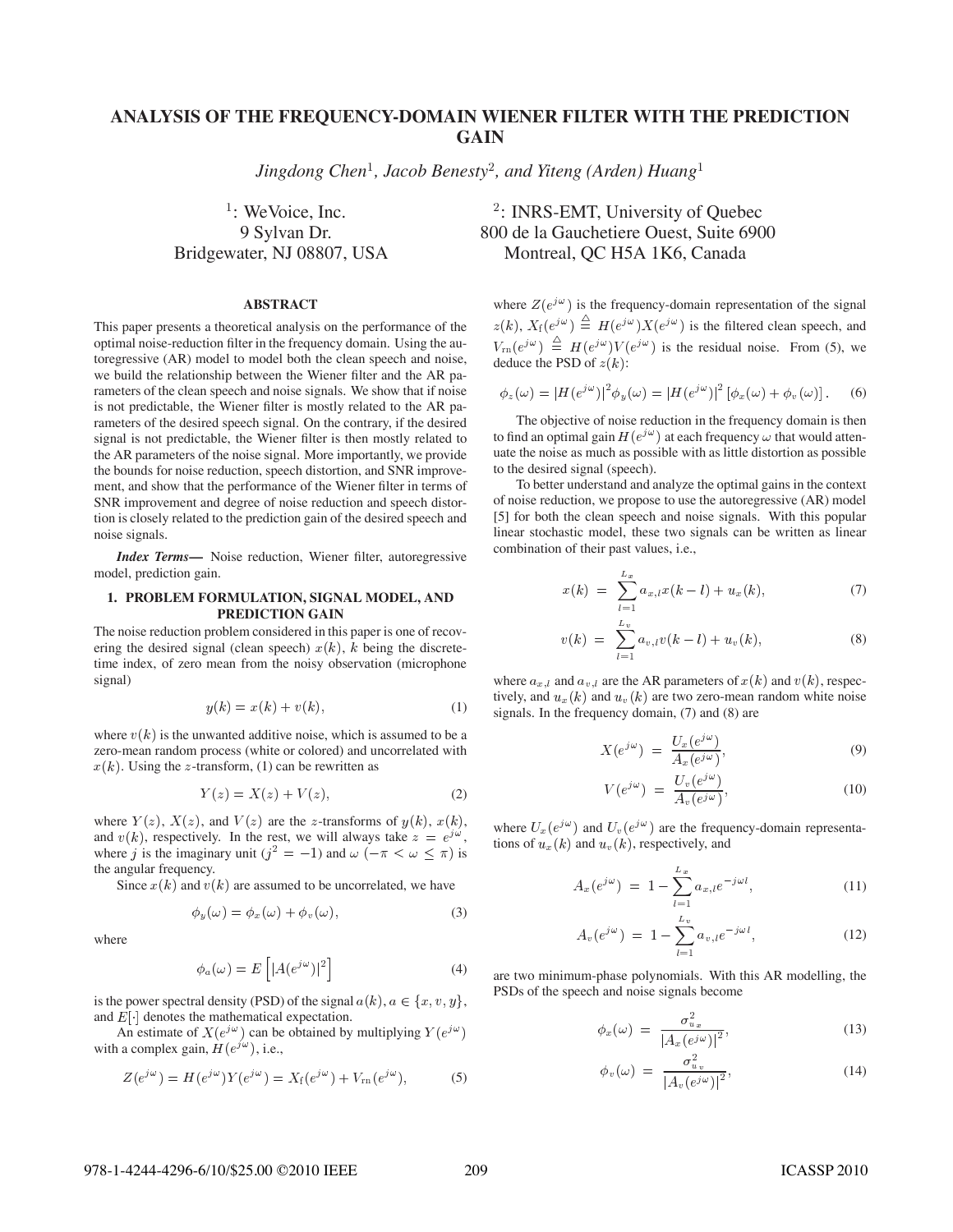# ANALYSIS OF THE FREQUENCY-DOMAIN WIENER FILTER WITH THE PREDICTION GAIN

*Jingdong Chen*[1], *Jacob Benesty*[2], *and Yiteng (Arden) Huang*[1]

[1]: WeVoice, Inc.
9 Sylvan Dr.
Bridgewater, NJ 08807, USA

[2]: INRS-EMT, University of Quebec
800 de la Gauchetiere Ouest, Suite 6900
Montreal, QC H5A 1K6, Canada

## ABSTRACT

This paper presents a theoretical analysis on the performance of the optimal noise-reduction filter in the frequency domain. Using the autoregressive (AR) model to model both the clean speech and noise, we build the relationship between the Wiener filter and the AR parameters of the clean speech and noise signals. We show that if noise is not predictable, the Wiener filter is mostly related to the AR parameters of the desired speech signal. On the contrary, if the desired signal is not predictable, the Wiener filter is then mostly related to the AR parameters of the noise signal. More importantly, we provide the bounds for noise reduction, speech distortion, and SNR improvement, and show that the performance of the Wiener filter in terms of SNR improvement and degree of noise reduction and speech distortion is closely related to the prediction gain of the desired speech and noise signals.

***Index Terms—*** Noise reduction, Wiener filter, autoregressive model, prediction gain.

## 1. PROBLEM FORMULATION, SIGNAL MODEL, AND PREDICTION GAIN

The noise reduction problem considered in this paper is one of recovering the desired signal (clean speech) $x(k)$, $k$ being the discrete-time index, of zero mean from the noisy observation (microphone signal)

$$y(k) = x(k) + v(k), \tag{1}$$

where $v(k)$ is the unwanted additive noise, which is assumed to be a zero-mean random process (white or colored) and uncorrelated with $x(k)$. Using the $z$-transform, (1) can be rewritten as

$$Y(z) = X(z) + V(z), \tag{2}$$

where $Y(z)$, $X(z)$, and $V(z)$ are the $z$-transforms of $y(k)$, $x(k)$, and $v(k)$, respectively. In the rest, we will always take $z = e^{j\omega}$, where $j$ is the imaginary unit ($j^2 = -1$) and $\omega$ ($-\pi < \omega \leq \pi$) is the angular frequency.

Since $x(k)$ and $v(k)$ are assumed to be uncorrelated, we have

$$\phi_y(\omega) = \phi_x(\omega) + \phi_v(\omega), \tag{3}$$

where

$$\phi_a(\omega) = E\left[|A(e^{j\omega})|^2\right] \tag{4}$$

is the power spectral density (PSD) of the signal $a(k)$, $a \in \{x, v, y\}$, and $E[\cdot]$ denotes the mathematical expectation.

An estimate of $X(e^{j\omega})$ can be obtained by multiplying $Y(e^{j\omega})$ with a complex gain, $H(e^{j\omega})$, i.e.,

$$Z(e^{j\omega}) = H(e^{j\omega})Y(e^{j\omega}) = X_{\text{f}}(e^{j\omega}) + V_{\text{rn}}(e^{j\omega}), \tag{5}$$

where $Z(e^{j\omega})$ is the frequency-domain representation of the signal $z(k)$, $X_{\text{f}}(e^{j\omega}) \stackrel{\triangle}{=} H(e^{j\omega})X(e^{j\omega})$ is the filtered clean speech, and $V_{\text{rn}}(e^{j\omega}) \stackrel{\triangle}{=} H(e^{j\omega})V(e^{j\omega})$ is the residual noise. From (5), we deduce the PSD of $z(k)$:

$$\phi_z(\omega) = |H(e^{j\omega})|^2 \phi_y(\omega) = |H(e^{j\omega})|^2 \left[\phi_x(\omega) + \phi_v(\omega)\right]. \tag{6}$$

The objective of noise reduction in the frequency domain is then to find an optimal gain $H(e^{j\omega})$ at each frequency $\omega$ that would attenuate the noise as much as possible with as little distortion as possible to the desired signal (speech).

To better understand and analyze the optimal gains in the context of noise reduction, we propose to use the autoregressive (AR) model [5] for both the clean speech and noise signals. With this popular linear stochastic model, these two signals can be written as linear combination of their past values, i.e.,

$$x(k) = \sum_{l=1}^{L_x} a_{x,l}x(k-l) + u_x(k), \tag{7}$$

$$v(k) = \sum_{l=1}^{L_v} a_{v,l}v(k-l) + u_v(k), \tag{8}$$

where $a_{x,l}$ and $a_{v,l}$ are the AR parameters of $x(k)$ and $v(k)$, respectively, and $u_x(k)$ and $u_v(k)$ are two zero-mean random white noise signals. In the frequency domain, (7) and (8) are

$$X(e^{j\omega}) = \frac{U_x(e^{j\omega})}{A_x(e^{j\omega})}, \tag{9}$$

$$V(e^{j\omega}) = \frac{U_v(e^{j\omega})}{A_v(e^{j\omega})}, \tag{10}$$

where $U_x(e^{j\omega})$ and $U_v(e^{j\omega})$ are the frequency-domain representations of $u_x(k)$ and $u_v(k)$, respectively, and

$$A_x(e^{j\omega}) = 1 - \sum_{l=1}^{L_x} a_{x,l}e^{-j\omega l}, \tag{11}$$

$$A_v(e^{j\omega}) = 1 - \sum_{l=1}^{L_v} a_{v,l}e^{-j\omega l}, \tag{12}$$

are two minimum-phase polynomials. With this AR modelling, the PSDs of the speech and noise signals become

$$\phi_x(\omega) = \frac{\sigma_{u_x}^2}{|A_x(e^{j\omega})|^2}, \tag{13}$$

$$\phi_v(\omega) = \frac{\sigma_{u_v}^2}{|A_v(e^{j\omega})|^2}, \tag{14}$$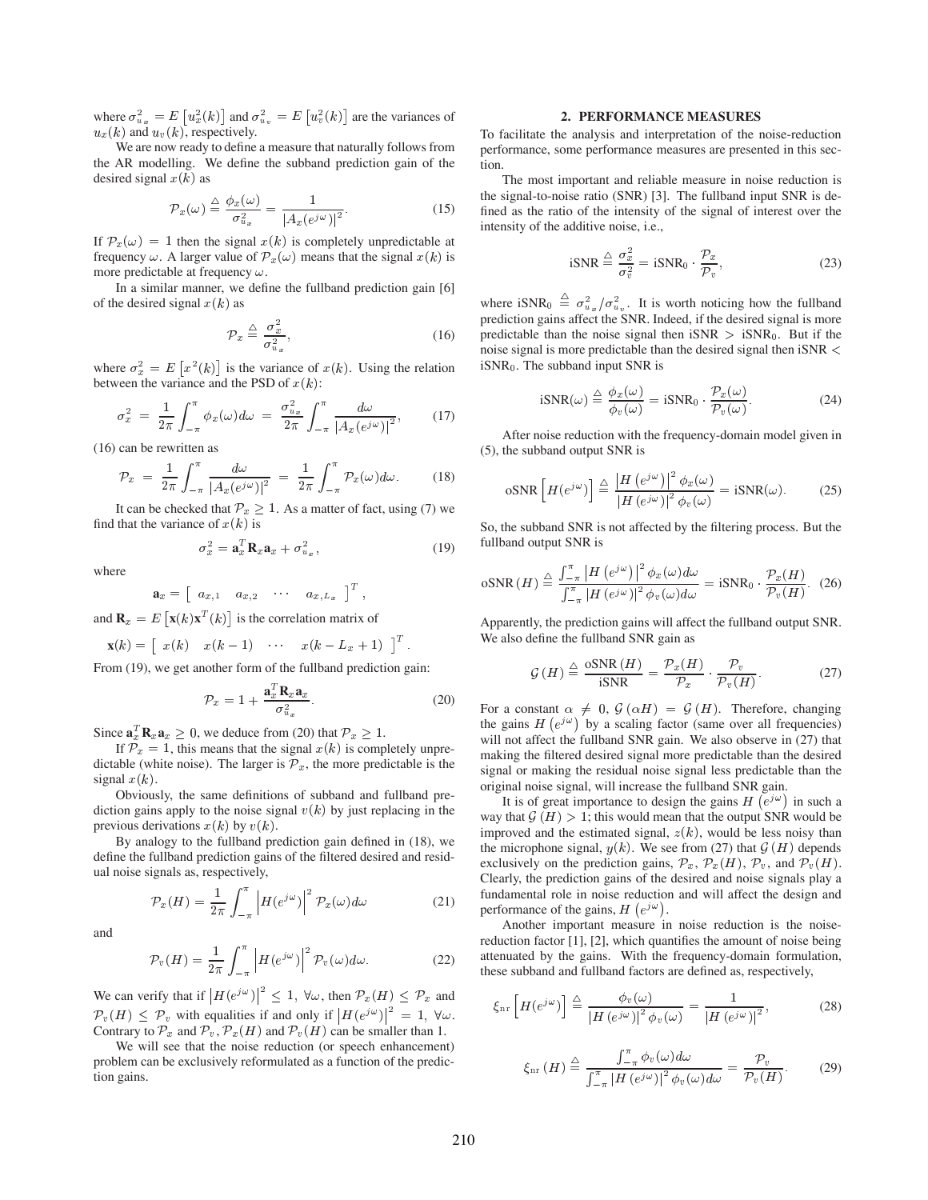where $\sigma_{u_x}^2 = E\left[u_x^2(k)\right]$ and $\sigma_{u_v}^2 = E\left[u_v^2(k)\right]$ are the variances of $u_x(k)$ and $u_v(k)$, respectively.

We are now ready to define a measure that naturally follows from the AR modelling. We define the subband prediction gain of the desired signal $x(k)$ as

$$\mathcal{P}_x(\omega) \triangleq \frac{\phi_x(\omega)}{\sigma_{u_x}^2} = \frac{1}{\left|A_x(e^{j\omega})\right|^2}. \tag{15}$$

If $\mathcal{P}_x(\omega) = 1$ then the signal $x(k)$ is completely unpredictable at frequency $\omega$. A larger value of $\mathcal{P}_x(\omega)$ means that the signal $x(k)$ is more predictable at frequency $\omega$.

In a similar manner, we define the fullband prediction gain [6] of the desired signal $x(k)$ as

$$\mathcal{P}_x \triangleq \frac{\sigma_x^2}{\sigma_{u_x}^2}, \tag{16}$$

where $\sigma_x^2 = E\left[x^2(k)\right]$ is the variance of $x(k)$. Using the relation between the variance and the PSD of $x(k)$:

$$\sigma_x^2 = \frac{1}{2\pi}\int_{-\pi}^{\pi}\phi_x(\omega)d\omega = \frac{\sigma_{u_x}^2}{2\pi}\int_{-\pi}^{\pi}\frac{d\omega}{\left|A_x(e^{j\omega})\right|^2}, \tag{17}$$

(16) can be rewritten as

$$\mathcal{P}_x = \frac{1}{2\pi}\int_{-\pi}^{\pi}\frac{d\omega}{\left|A_x(e^{j\omega})\right|^2} = \frac{1}{2\pi}\int_{-\pi}^{\pi}\mathcal{P}_x(\omega)d\omega. \tag{18}$$

It can be checked that $\mathcal{P}_x \geq 1$. As a matter of fact, using (7) we find that the variance of $x(k)$ is

$$\sigma_x^2 = \mathbf{a}_x^T\mathbf{R}_x\mathbf{a}_x + \sigma_{u_x}^2, \tag{19}$$

where

$$\mathbf{a}_x = \left[\begin{array}{cccc} a_{x,1} & a_{x,2} & \cdots & a_{x,L_x}\end{array}\right]^T,$$

and $\mathbf{R}_x = E\left[\mathbf{x}(k)\mathbf{x}^T(k)\right]$ is the correlation matrix of

$$\mathbf{x}(k) = \left[\begin{array}{cccc} x(k) & x(k-1) & \cdots & x(k-L_x+1)\end{array}\right]^T.$$

From (19), we get another form of the fullband prediction gain:

$$\mathcal{P}_x = 1 + \frac{\mathbf{a}_x^T\mathbf{R}_x\mathbf{a}_x}{\sigma_{u_x}^2}. \tag{20}$$

Since $\mathbf{a}_x^T\mathbf{R}_x\mathbf{a}_x \geq 0$, we deduce from (20) that $\mathcal{P}_x \geq 1$.

If $\mathcal{P}_x = 1$, this means that the signal $x(k)$ is completely unpredictable (white noise). The larger is $\mathcal{P}_x$, the more predictable is the signal $x(k)$.

Obviously, the same definitions of subband and fullband prediction gains apply to the noise signal $v(k)$ by just replacing in the previous derivations $x(k)$ by $v(k)$.

By analogy to the fullband prediction gain defined in (18), we define the fullband prediction gains of the filtered desired and residual noise signals as, respectively,

$$\mathcal{P}_x(H) = \frac{1}{2\pi}\int_{-\pi}^{\pi}\left|H(e^{j\omega})\right|^2\mathcal{P}_x(\omega)d\omega \tag{21}$$

and

$$\mathcal{P}_v(H) = \frac{1}{2\pi}\int_{-\pi}^{\pi}\left|H(e^{j\omega})\right|^2\mathcal{P}_v(\omega)d\omega. \tag{22}$$

We can verify that if $\left|H(e^{j\omega})\right|^2 \leq 1,\ \forall\omega$, then $\mathcal{P}_x(H) \leq \mathcal{P}_x$ and $\mathcal{P}_v(H) \leq \mathcal{P}_v$ with equalities if and only if $\left|H(e^{j\omega})\right|^2 = 1,\ \forall\omega$. Contrary to $\mathcal{P}_x$ and $\mathcal{P}_v$, $\mathcal{P}_x(H)$ and $\mathcal{P}_v(H)$ can be smaller than 1.

We will see that the noise reduction (or speech enhancement) problem can be exclusively reformulated as a function of the prediction gains.

## 2. PERFORMANCE MEASURES

To facilitate the analysis and interpretation of the noise-reduction performance, some performance measures are presented in this section.

The most important and reliable measure in noise reduction is the signal-to-noise ratio (SNR) [3]. The fullband input SNR is defined as the ratio of the intensity of the signal of interest over the intensity of the additive noise, i.e.,

$$\text{iSNR} \triangleq \frac{\sigma_x^2}{\sigma_v^2} = \text{iSNR}_0 \cdot \frac{\mathcal{P}_x}{\mathcal{P}_v}, \tag{23}$$

where $\text{iSNR}_0 \triangleq \sigma_{u_x}^2/\sigma_{u_v}^2$. It is worth noticing how the fullband prediction gains affect the SNR. Indeed, if the desired signal is more predictable than the noise signal then $\text{iSNR} > \text{iSNR}_0$. But if the noise signal is more predictable than the desired signal then $\text{iSNR} < \text{iSNR}_0$. The subband input SNR is

$$\text{iSNR}(\omega) \triangleq \frac{\phi_x(\omega)}{\phi_v(\omega)} = \text{iSNR}_0 \cdot \frac{\mathcal{P}_x(\omega)}{\mathcal{P}_v(\omega)}. \tag{24}$$

After noise reduction with the frequency-domain model given in (5), the subband output SNR is

$$\text{oSNR}\left[H(e^{j\omega})\right] \triangleq \frac{\left|H\left(e^{j\omega}\right)\right|^2\phi_x(\omega)}{\left|H\left(e^{j\omega}\right)\right|^2\phi_v(\omega)} = \text{iSNR}(\omega). \tag{25}$$

So, the subband SNR is not affected by the filtering process. But the fullband output SNR is

$$\text{oSNR}\left(H\right) \triangleq \frac{\int_{-\pi}^{\pi}\left|H\left(e^{j\omega}\right)\right|^2\phi_x(\omega)d\omega}{\int_{-\pi}^{\pi}\left|H\left(e^{j\omega}\right)\right|^2\phi_v(\omega)d\omega} = \text{iSNR}_0 \cdot \frac{\mathcal{P}_x(H)}{\mathcal{P}_v(H)}. \tag{26}$$

Apparently, the prediction gains will affect the fullband output SNR. We also define the fullband SNR gain as

$$\mathcal{G}\left(H\right) \triangleq \frac{\text{oSNR}\left(H\right)}{\text{iSNR}} = \frac{\mathcal{P}_x(H)}{\mathcal{P}_x} \cdot \frac{\mathcal{P}_v}{\mathcal{P}_v(H)}. \tag{27}$$

For a constant $\alpha \neq 0$, $\mathcal{G}\left(\alpha H\right) = \mathcal{G}\left(H\right)$. Therefore, changing the gains $H\left(e^{j\omega}\right)$ by a scaling factor (same over all frequencies) will not affect the fullband SNR gain. We also observe in (27) that making the filtered desired signal more predictable than the desired signal or making the residual noise signal less predictable than the original noise signal, will increase the fullband SNR gain.

It is of great importance to design the gains $H\left(e^{j\omega}\right)$ in such a way that $\mathcal{G}\left(H\right) > 1$; this would mean that the output SNR would be improved and the estimated signal, $z(k)$, would be less noisy than the microphone signal, $y(k)$. We see from (27) that $\mathcal{G}\left(H\right)$ depends exclusively on the prediction gains, $\mathcal{P}_x$, $\mathcal{P}_x(H)$, $\mathcal{P}_v$, and $\mathcal{P}_v(H)$. Clearly, the prediction gains of the desired and noise signals play a fundamental role in noise reduction and will affect the design and performance of the gains, $H\left(e^{j\omega}\right)$.

Another important measure in noise reduction is the noise-reduction factor [1], [2], which quantifies the amount of noise being attenuated by the gains. With the frequency-domain formulation, these subband and fullband factors are defined as, respectively,

$$\xi_{\text{nr}}\left[H(e^{j\omega})\right] \triangleq \frac{\phi_v(\omega)}{\left|H\left(e^{j\omega}\right)\right|^2\phi_v(\omega)} = \frac{1}{\left|H\left(e^{j\omega}\right)\right|^2}, \tag{28}$$

$$\xi_{\text{nr}}\left(H\right) \triangleq \frac{\int_{-\pi}^{\pi}\phi_v(\omega)d\omega}{\int_{-\pi}^{\pi}\left|H\left(e^{j\omega}\right)\right|^2\phi_v(\omega)d\omega} = \frac{\mathcal{P}_v}{\mathcal{P}_v(H)}. \tag{29}$$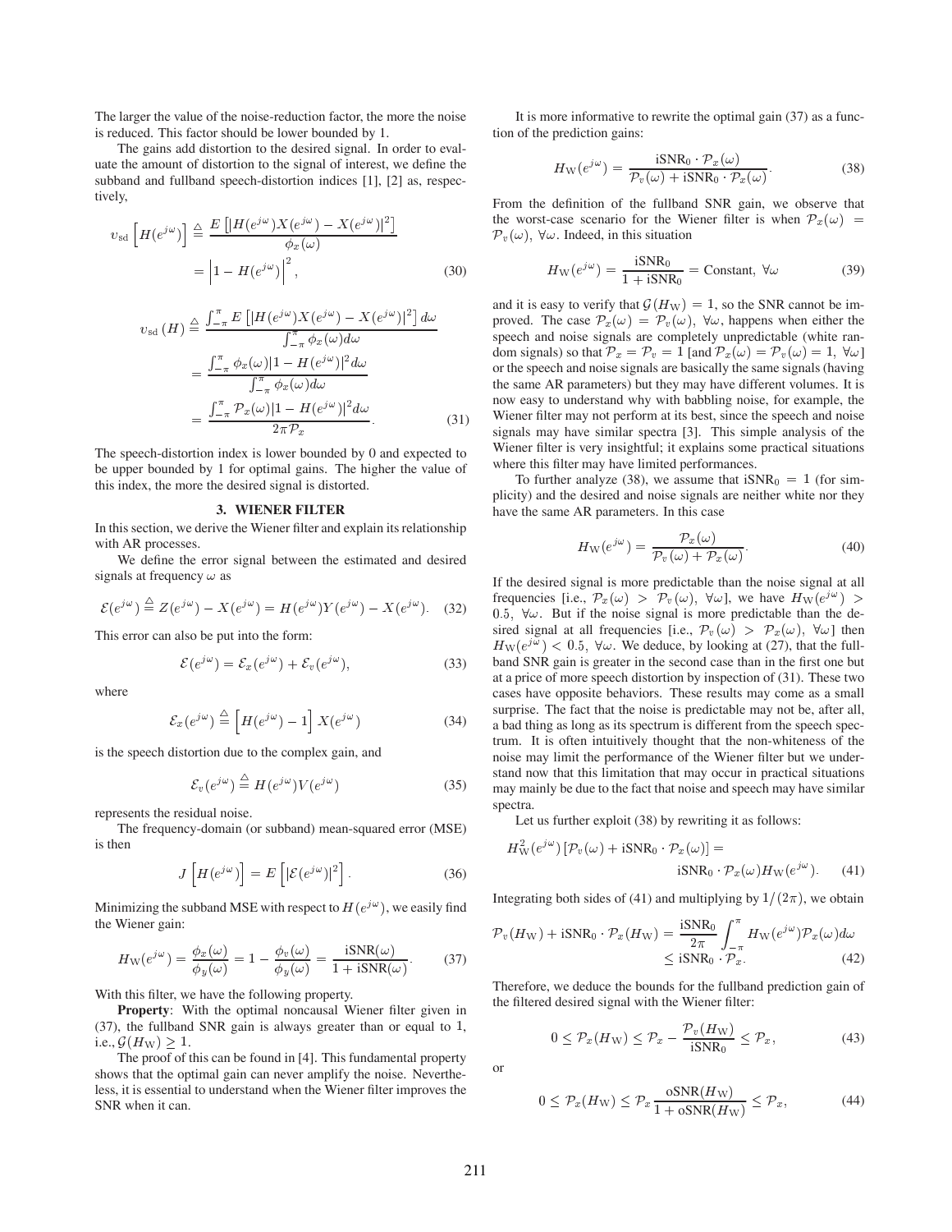The larger the value of the noise-reduction factor, the more the noise is reduced. This factor should be lower bounded by 1.

The gains add distortion to the desired signal. In order to evaluate the amount of distortion to the signal of interest, we define the subband and fullband speech-distortion indices [1], [2] as, respectively,

$$v_{\text{sd}}\left[H(e^{j\omega})\right] \stackrel{\triangle}{=} \frac{E\left[|H(e^{j\omega})X(e^{j\omega}) - X(e^{j\omega})|^2\right]}{\phi_x(\omega)} = \left|1 - H(e^{j\omega})\right|^2, \tag{30}$$

$$\begin{aligned} v_{\text{sd}}(H) &\stackrel{\triangle}{=} \frac{\int_{-\pi}^{\pi} E\left[|H(e^{j\omega})X(e^{j\omega}) - X(e^{j\omega})|^2\right] d\omega}{\int_{-\pi}^{\pi} \phi_x(\omega) d\omega} \\ &= \frac{\int_{-\pi}^{\pi} \phi_x(\omega)|1 - H(e^{j\omega})|^2 d\omega}{\int_{-\pi}^{\pi} \phi_x(\omega) d\omega} \\ &= \frac{\int_{-\pi}^{\pi} \mathcal{P}_x(\omega)|1 - H(e^{j\omega})|^2 d\omega}{2\pi \mathcal{P}_x}. \end{aligned} \tag{31}$$

The speech-distortion index is lower bounded by 0 and expected to be upper bounded by 1 for optimal gains. The higher the value of this index, the more the desired signal is distorted.

## 3. WIENER FILTER

In this section, we derive the Wiener filter and explain its relationship with AR processes.

We define the error signal between the estimated and desired signals at frequency $\omega$ as

$$\mathcal{E}(e^{j\omega}) \stackrel{\triangle}{=} Z(e^{j\omega}) - X(e^{j\omega}) = H(e^{j\omega})Y(e^{j\omega}) - X(e^{j\omega}). \tag{32}$$

This error can also be put into the form:

$$\mathcal{E}(e^{j\omega}) = \mathcal{E}_x(e^{j\omega}) + \mathcal{E}_v(e^{j\omega}), \tag{33}$$

where

$$\mathcal{E}_x(e^{j\omega}) \stackrel{\triangle}{=} \left[H(e^{j\omega}) - 1\right] X(e^{j\omega}) \tag{34}$$

is the speech distortion due to the complex gain, and

$$\mathcal{E}_v(e^{j\omega}) \stackrel{\triangle}{=} H(e^{j\omega})V(e^{j\omega}) \tag{35}$$

represents the residual noise.

The frequency-domain (or subband) mean-squared error (MSE) is then

$$J\left[H(e^{j\omega})\right] = E\left[|\mathcal{E}(e^{j\omega})|^2\right]. \tag{36}$$

Minimizing the subband MSE with respect to $H(e^{j\omega})$, we easily find the Wiener gain:

$$H_{\text{W}}(e^{j\omega}) = \frac{\phi_x(\omega)}{\phi_y(\omega)} = 1 - \frac{\phi_v(\omega)}{\phi_y(\omega)} = \frac{\text{iSNR}(\omega)}{1 + \text{iSNR}(\omega)}. \tag{37}$$

With this filter, we have the following property.

**Property**: With the optimal noncausal Wiener filter given in (37), the fullband SNR gain is always greater than or equal to 1, i.e., $\mathcal{G}(H_{\text{W}}) \geq 1$.

The proof of this can be found in [4]. This fundamental property shows that the optimal gain can never amplify the noise. Nevertheless, it is essential to understand when the Wiener filter improves the SNR when it can.

It is more informative to rewrite the optimal gain (37) as a function of the prediction gains:

$$H_{\text{W}}(e^{j\omega}) = \frac{\text{iSNR}_0 \cdot \mathcal{P}_x(\omega)}{\mathcal{P}_v(\omega) + \text{iSNR}_0 \cdot \mathcal{P}_x(\omega)}. \tag{38}$$

From the definition of the fullband SNR gain, we observe that the worst-case scenario for the Wiener filter is when $\mathcal{P}_x(\omega) = \mathcal{P}_v(\omega),\ \forall\omega$. Indeed, in this situation

$$H_{\text{W}}(e^{j\omega}) = \frac{\text{iSNR}_0}{1 + \text{iSNR}_0} = \text{Constant},\ \forall\omega \tag{39}$$

and it is easy to verify that $\mathcal{G}(H_{\text{W}}) = 1$, so the SNR cannot be improved. The case $\mathcal{P}_x(\omega) = \mathcal{P}_v(\omega),\ \forall\omega$, happens when either the speech and noise signals are completely unpredictable (white random signals) so that $\mathcal{P}_x = \mathcal{P}_v = 1$ [and $\mathcal{P}_x(\omega) = \mathcal{P}_v(\omega) = 1,\ \forall\omega$] or the speech and noise signals are basically the same signals (having the same AR parameters) but they may have different volumes. It is now easy to understand why with babbling noise, for example, the Wiener filter may not perform at its best, since the speech and noise signals may have similar spectra [3]. This simple analysis of the Wiener filter is very insightful; it explains some practical situations where this filter may have limited performances.

To further analyze (38), we assume that $\text{iSNR}_0 = 1$ (for simplicity) and the desired and noise signals are neither white nor they have the same AR parameters. In this case

$$H_{\text{W}}(e^{j\omega}) = \frac{\mathcal{P}_x(\omega)}{\mathcal{P}_v(\omega) + \mathcal{P}_x(\omega)}. \tag{40}$$

If the desired signal is more predictable than the noise signal at all frequencies [i.e., $\mathcal{P}_x(\omega) > \mathcal{P}_v(\omega),\ \forall\omega$], we have $H_{\text{W}}(e^{j\omega}) > 0.5,\ \forall\omega$. But if the noise signal is more predictable than the desired signal at all frequencies [i.e., $\mathcal{P}_v(\omega) > \mathcal{P}_x(\omega),\ \forall\omega$] then $H_{\text{W}}(e^{j\omega}) < 0.5,\ \forall\omega$. We deduce, by looking at (27), that the fullband SNR gain is greater in the second case than in the first one but at a price of more speech distortion by inspection of (31). These two cases have opposite behaviors. These results may come as a small surprise. The fact that the noise is predictable may not be, after all, a bad thing as long as its spectrum is different from the speech spectrum. It is often intuitively thought that the non-whiteness of the noise may limit the performance of the Wiener filter but we understand now that this limitation that may occur in practical situations may mainly be due to the fact that noise and speech may have similar spectra.

Let us further exploit (38) by rewriting it as follows:

$$H_{\text{W}}^2(e^{j\omega})\left[\mathcal{P}_v(\omega) + \text{iSNR}_0 \cdot \mathcal{P}_x(\omega)\right] = \text{iSNR}_0 \cdot \mathcal{P}_x(\omega)H_{\text{W}}(e^{j\omega}). \tag{41}$$

Integrating both sides of (41) and multiplying by $1/(2\pi)$, we obtain

$$\begin{aligned} \mathcal{P}_v(H_{\text{W}}) + \text{iSNR}_0 \cdot \mathcal{P}_x(H_{\text{W}}) &= \frac{\text{iSNR}_0}{2\pi} \int_{-\pi}^{\pi} H_{\text{W}}(e^{j\omega})\mathcal{P}_x(\omega) d\omega \\ &\leq \text{iSNR}_0 \cdot \mathcal{P}_x. \end{aligned} \tag{42}$$

Therefore, we deduce the bounds for the fullband prediction gain of the filtered desired signal with the Wiener filter:

$$0 \leq \mathcal{P}_x(H_{\text{W}}) \leq \mathcal{P}_x - \frac{\mathcal{P}_v(H_{\text{W}})}{\text{iSNR}_0} \leq \mathcal{P}_x, \tag{43}$$

or

$$0 \leq \mathcal{P}_x(H_{\text{W}}) \leq \mathcal{P}_x \frac{\text{oSNR}(H_{\text{W}})}{1 + \text{oSNR}(H_{\text{W}})} \leq \mathcal{P}_x, \tag{44}$$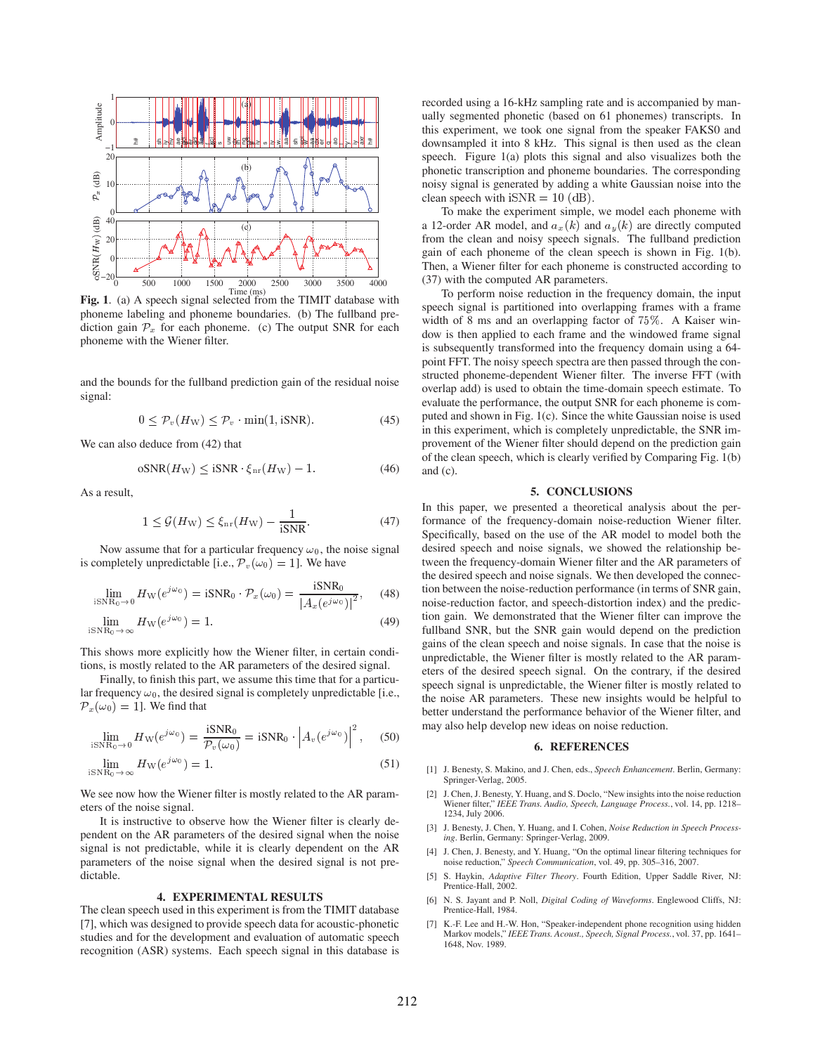Amplitude

1

0

−1

(a)

h# sh iy hv ae dcl d y er dcl d aa r kcl k s uw dx ih ng g r iy s iy w aa sh w ao dx er q ao l y ih axr h#

$\mathcal{P}_x$ (dB)

20

10

0

(b)

oSNR($H_\text{W}$) (dB)

40

20

0

−20

(c)

0 500 1000 1500 2000 2500 3000 3500 4000

Time (ms)

**Fig. 1**. (a) A speech signal selected from the TIMIT database with phoneme labeling and phoneme boundaries. (b) The fullband prediction gain $\mathcal{P}_x$ for each phoneme. (c) The output SNR for each phoneme with the Wiener filter.

and the bounds for the fullband prediction gain of the residual noise signal:

$$0 \leq \mathcal{P}_v(H_\text{W}) \leq \mathcal{P}_v \cdot \min(1, \text{iSNR}). \tag{45}$$

We can also deduce from (42) that

$$\text{oSNR}(H_\text{W}) \leq \text{iSNR} \cdot \xi_\text{nr}(H_\text{W}) - 1. \tag{46}$$

As a result,

$$1 \leq \mathcal{G}(H_\text{W}) \leq \xi_\text{nr}(H_\text{W}) - \frac{1}{\text{iSNR}}. \tag{47}$$

Now assume that for a particular frequency $\omega_0$, the noise signal is completely unpredictable [i.e., $\mathcal{P}_v(\omega_0) = 1$]. We have

$$\lim_{\text{iSNR}_0 \to 0} H_\text{W}(e^{j\omega_0}) = \text{iSNR}_0 \cdot \mathcal{P}_x(\omega_0) = \frac{\text{iSNR}_0}{\left|A_x(e^{j\omega_0})\right|^2}, \tag{48}$$

$$\lim_{\text{iSNR}_0 \to \infty} H_\text{W}(e^{j\omega_0}) = 1. \tag{49}$$

This shows more explicitly how the Wiener filter, in certain conditions, is mostly related to the AR parameters of the desired signal.

Finally, to finish this part, we assume this time that for a particular frequency $\omega_0$, the desired signal is completely unpredictable [i.e., $\mathcal{P}_x(\omega_0) = 1$]. We find that

$$\lim_{\text{iSNR}_0 \to 0} H_\text{W}(e^{j\omega_0}) = \frac{\text{iSNR}_0}{\mathcal{P}_v(\omega_0)} = \text{iSNR}_0 \cdot \left|A_v(e^{j\omega_0})\right|^2, \tag{50}$$

$$\lim_{\text{iSNR}_0 \to \infty} H_\text{W}(e^{j\omega_0}) = 1. \tag{51}$$

We see now how the Wiener filter is mostly related to the AR parameters of the noise signal.

It is instructive to observe how the Wiener filter is clearly dependent on the AR parameters of the desired signal when the noise signal is not predictable, while it is clearly dependent on the AR parameters of the noise signal when the desired signal is not predictable.

## 4. EXPERIMENTAL RESULTS

The clean speech used in this experiment is from the TIMIT database [7], which was designed to provide speech data for acoustic-phonetic studies and for the development and evaluation of automatic speech recognition (ASR) systems. Each speech signal in this database is recorded using a 16-kHz sampling rate and is accompanied by manually segmented phonetic (based on 61 phonemes) transcripts. In this experiment, we took one signal from the speaker FAKS0 and downsampled it into 8 kHz. This signal is then used as the clean speech. Figure 1(a) plots this signal and also visualizes both the phonetic transcription and phoneme boundaries. The corresponding noisy signal is generated by adding a white Gaussian noise into the clean speech with $\text{iSNR} = 10$ (dB).

To make the experiment simple, we model each phoneme with a 12-order AR model, and $a_x(k)$ and $a_y(k)$ are directly computed from the clean and noisy speech signals. The fullband prediction gain of each phoneme of the clean speech is shown in Fig. 1(b). Then, a Wiener filter for each phoneme is constructed according to (37) with the computed AR parameters.

To perform noise reduction in the frequency domain, the input speech signal is partitioned into overlapping frames with a frame width of 8 ms and an overlapping factor of 75%. A Kaiser window is then applied to each frame and the windowed frame signal is subsequently transformed into the frequency domain using a 64-point FFT. The noisy speech spectra are then passed through the constructed phoneme-dependent Wiener filter. The inverse FFT (with overlap add) is used to obtain the time-domain speech estimate. To evaluate the performance, the output SNR for each phoneme is computed and shown in Fig. 1(c). Since the white Gaussian noise is used in this experiment, which is completely unpredictable, the SNR improvement of the Wiener filter should depend on the prediction gain of the clean speech, which is clearly verified by Comparing Fig. 1(b) and (c).

## 5. CONCLUSIONS

In this paper, we presented a theoretical analysis about the performance of the frequency-domain noise-reduction Wiener filter. Specifically, based on the use of the AR model to model both the desired speech and noise signals, we showed the relationship between the frequency-domain Wiener filter and the AR parameters of the desired speech and noise signals. We then developed the connection between the noise-reduction performance (in terms of SNR gain, noise-reduction factor, and speech-distortion index) and the prediction gain. We demonstrated that the Wiener filter can improve the fullband SNR, but the SNR gain would depend on the prediction gains of the clean speech and noise signals. In case that the noise is unpredictable, the Wiener filter is mostly related to the AR parameters of the desired speech signal. On the contrary, if the desired speech signal is unpredictable, the Wiener filter is mostly related to the noise AR parameters. These new insights would be helpful to better understand the performance behavior of the Wiener filter, and may also help develop new ideas on noise reduction.

## 6. REFERENCES

[1] J. Benesty, S. Makino, and J. Chen, eds., *Speech Enhancement*. Berlin, Germany: Springer-Verlag, 2005.

[2] J. Chen, J. Benesty, Y. Huang, and S. Doclo, "New insights into the noise reduction Wiener filter," *IEEE Trans. Audio, Speech, Language Process.*, vol. 14, pp. 1218–1234, July 2006.

[3] J. Benesty, J. Chen, Y. Huang, and I. Cohen, *Noise Reduction in Speech Processing*. Berlin, Germany: Springer-Verlag, 2009.

[4] J. Chen, J. Benesty, Y. Huang, "On the optimal linear filtering techniques for noise reduction," *Speech Communication*, vol. 49, pp. 305–316, 2007.

[5] S. Haykin, *Adaptive Filter Theory*. Fourth Edition, Upper Saddle River, NJ: Prentice-Hall, 2002.

[6] N. S. Jayant and P. Noll, *Digital Coding of Waveforms*. Englewood Cliffs, NJ: Prentice-Hall, 1984.

[7] K.-F. Lee and H.-W. Hon, "Speaker-independent phone recognition using hidden Markov models," *IEEE Trans. Acoust., Speech, Signal Process.*, vol. 37, pp. 1641–1648, Nov. 1989.